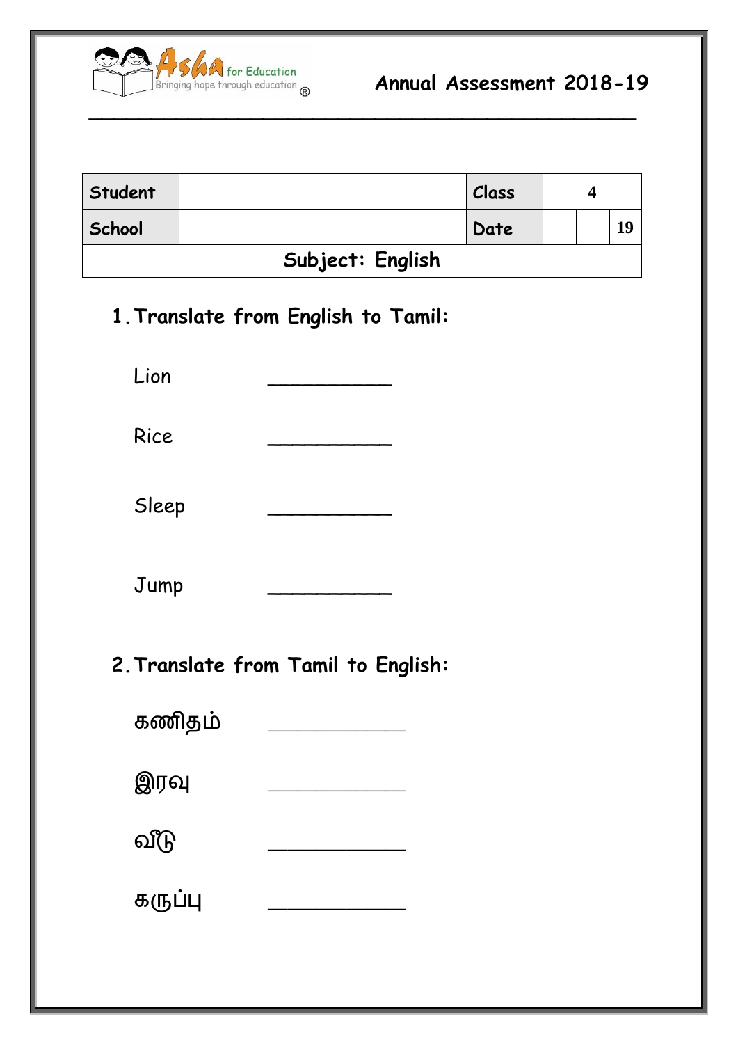Asha for Education
Bringing hope through education ®

**Annual Assessment 2018-19**

| **Student** | | **Class** | 4 | |
|---|---|---|---|---|
| **School** | | **Date** | | | 19 |
| **Subject: English** | | | | | |

## 1. Translate from English to Tamil:

Lion __________

Rice __________

Sleep __________

Jump __________

## 2. Translate from Tamil to English:

கணிதம் ____________

இரவு ____________

வீடு ____________

கருப்பு ____________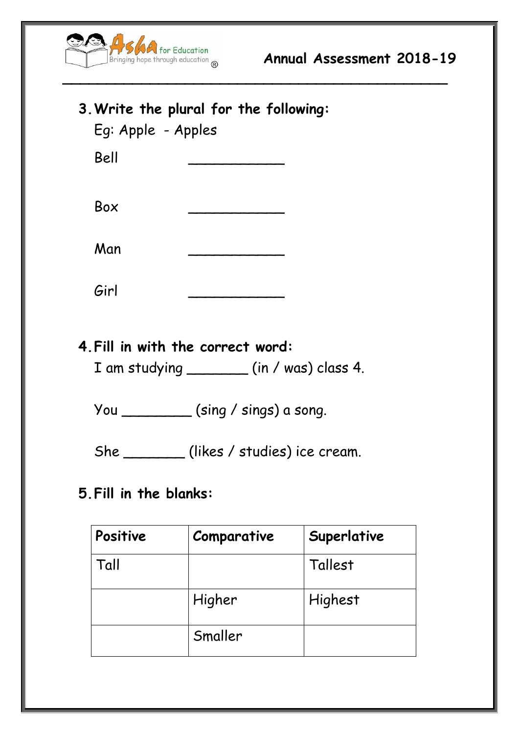## 3. Write the plural for the following:

Eg: Apple - Apples

Bell ___________

Box ___________

Man ___________

Girl ___________

## 4. Fill in with the correct word:

I am studying _______ (in / was) class 4.

You ________ (sing / sings) a song.

She _______ (likes / studies) ice cream.

## 5. Fill in the blanks:

| Positive | Comparative | Superlative |
|---|---|---|
| Tall | | Tallest |
| | Higher | Highest |
| | Smaller | |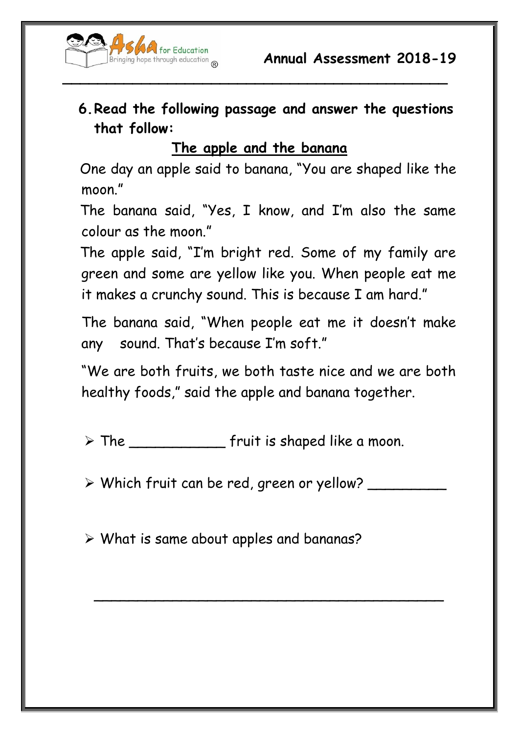6. **Read the following passage and answer the questions that follow:**

## The apple and the banana

One day an apple said to banana, "You are shaped like the moon."

The banana said, "Yes, I know, and I'm also the same colour as the moon."

The apple said, "I'm bright red. Some of my family are green and some are yellow like you. When people eat me it makes a crunchy sound. This is because I am hard."

The banana said, "When people eat me it doesn't make any sound. That's because I'm soft."

"We are both fruits, we both taste nice and we are both healthy foods," said the apple and banana together.

- The ___________ fruit is shaped like a moon.
- Which fruit can be red, green or yellow? _________
- What is same about apples and bananas?

_______________________________________